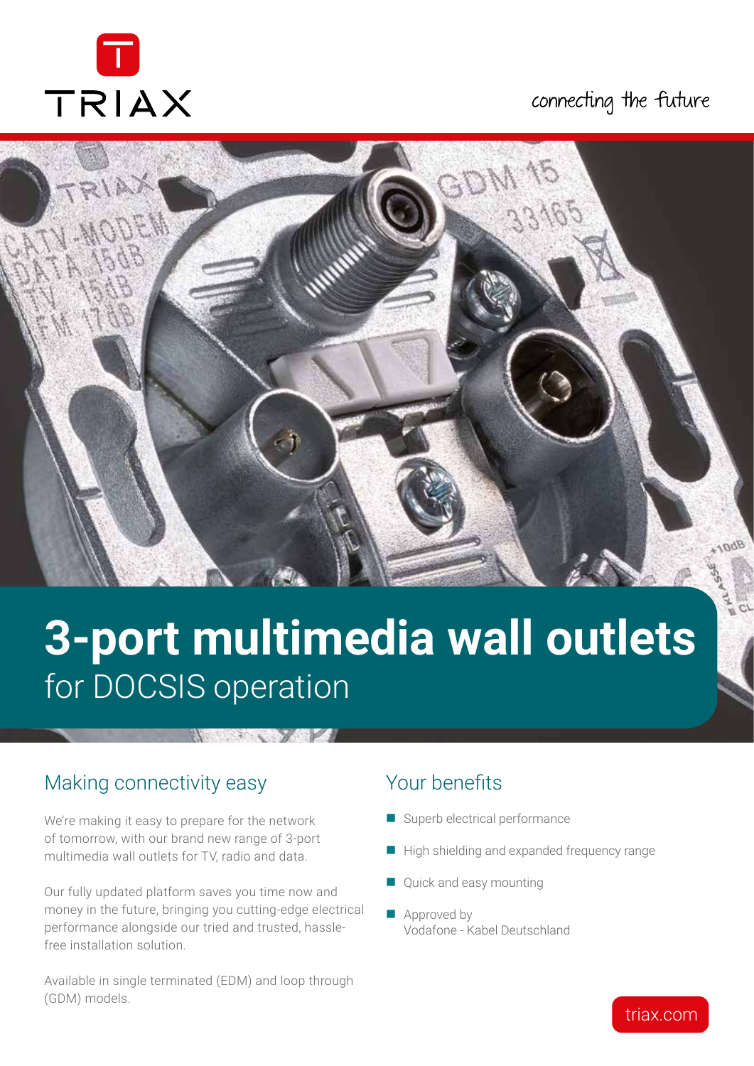TRIAX

connecting the future

# 3-port multimedia wall outlets
for DOCSIS operation

## Making connectivity easy

We're making it easy to prepare for the network of tomorrow, with our brand new range of 3-port multimedia wall outlets for TV, radio and data.

Our fully updated platform saves you time now and money in the future, bringing you cutting-edge electrical performance alongside our tried and trusted, hassle-free installation solution.

Available in single terminated (EDM) and loop through (GDM) models.

## Your benefits

- Superb electrical performance
- High shielding and expanded frequency range
- Quick and easy mounting
- Approved by Vodafone - Kabel Deutschland

triax.com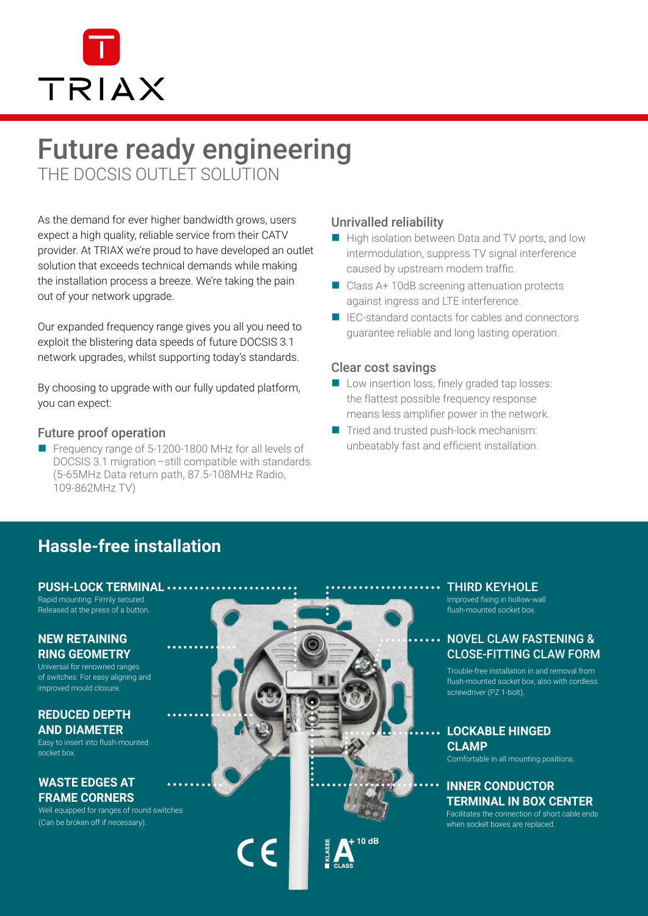# Future ready engineering

THE DOCSIS OUTLET SOLUTION

As the demand for ever higher bandwidth grows, users expect a high quality, reliable service from their CATV provider. At TRIAX we're proud to have developed an outlet solution that exceeds technical demands while making the installation process a breeze. We're taking the pain out of your network upgrade.

Our expanded frequency range gives you all you need to exploit the blistering data speeds of future DOCSIS 3.1 network upgrades, whilst supporting today's standards.

By choosing to upgrade with our fully updated platform, you can expect:

### Future proof operation

- Frequency range of 5-1200-1800 MHz for all levels of DOCSIS 3.1 migration – still compatible with standards. (5-65MHz Data return path, 87.5-108MHz Radio, 109-862MHz TV)

### Unrivalled reliability

- High isolation between Data and TV ports, and low intermodulation, suppress TV signal interference caused by upstream modem traffic.
- Class A+ 10dB screening attenuation protects against ingress and LTE interference.
- IEC-standard contacts for cables and connectors guarantee reliable and long lasting operation.

### Clear cost savings

- Low insertion loss, finely graded tap losses: the flattest possible frequency response means less amplifier power in the network.
- Tried and trusted push-lock mechanism: unbeatably fast and efficient installation.

## Hassle-free installation

**PUSH-LOCK TERMINAL**
Rapid mounting. Firmly secured. Released at the press of a button.

**NEW RETAINING RING GEOMETRY**
Universal for renowned ranges of switches. For easy aligning and improved mould closure.

**REDUCED DEPTH AND DIAMETER**
Easy to insert into flush-mounted socket box.

**WASTE EDGES AT FRAME CORNERS**
Well equipped for ranges of round switches (Can be broken off if necessary).

**THIRD KEYHOLE**
Improved fixing in hollow-wall flush-mounted socket box.

**NOVEL CLAW FASTENING & CLOSE-FITTING CLAW FORM**
Trouble-free installation in and removal from flush-mounted socket box, also with cordless screwdriver (PZ 1-bolt).

**LOCKABLE HINGED CLAMP**
Comfortable in all mounting positions.

**INNER CONDUCTOR TERMINAL IN BOX CENTER**
Facilitates the connection of short cable ends when socket boxes are replaced.

CE

KLASSE A+ 10 dB CLASS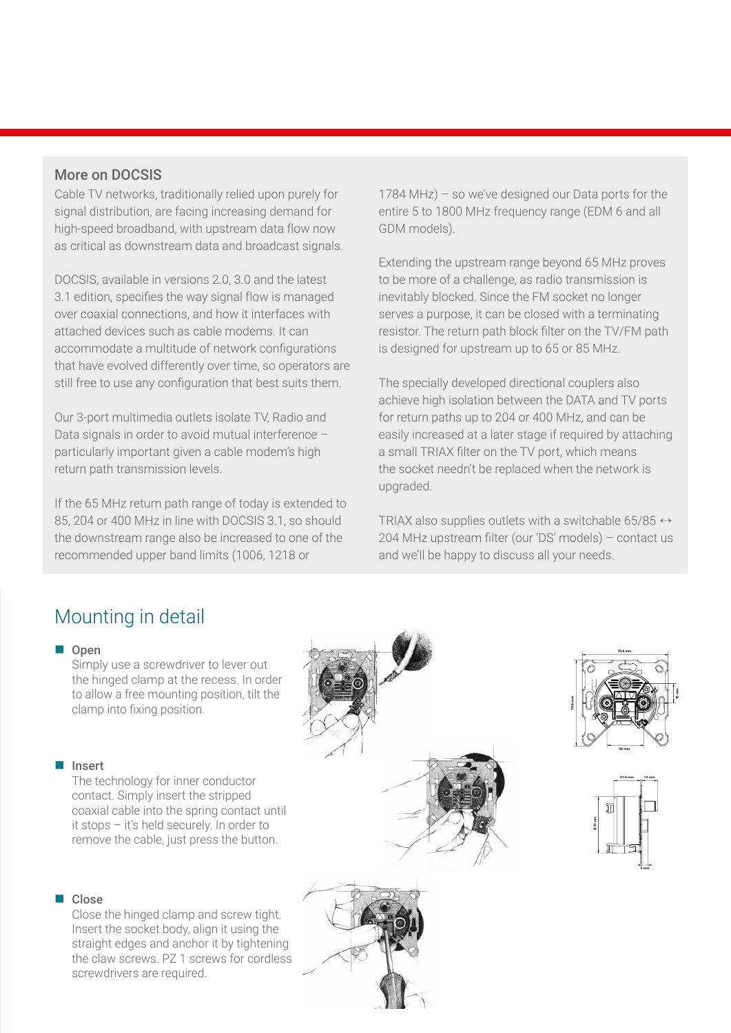## More on DOCSIS

Cable TV networks, traditionally relied upon purely for signal distribution, are facing increasing demand for high-speed broadband, with upstream data flow now as critical as downstream data and broadcast signals.

DOCSIS, available in versions 2.0, 3.0 and the latest 3.1 edition, specifies the way signal flow is managed over coaxial connections, and how it interfaces with attached devices such as cable modems. It can accommodate a multitude of network configurations that have evolved differently over time, so operators are still free to use any configuration that best suits them.

Our 3-port multimedia outlets isolate TV, Radio and Data signals in order to avoid mutual interference – particularly important given a cable modem's high return path transmission levels.

If the 65 MHz return path range of today is extended to 85, 204 or 400 MHz in line with DOCSIS 3.1, so should the downstream range also be increased to one of the recommended upper band limits (1006, 1218 or 1784 MHz) – so we've designed our Data ports for the entire 5 to 1800 MHz frequency range (EDM 6 and all GDM models).

Extending the upstream range beyond 65 MHz proves to be more of a challenge, as radio transmission is inevitably blocked. Since the FM socket no longer serves a purpose, it can be closed with a terminating resistor. The return path block filter on the TV/FM path is designed for upstream up to 65 or 85 MHz.

The specially developed directional couplers also achieve high isolation between the DATA and TV ports for return paths up to 204 or 400 MHz, and can be easily increased at a later stage if required by attaching a small TRIAX filter on the TV port, which means the socket needn't be replaced when the network is upgraded.

TRIAX also supplies outlets with a switchable 65/85 ↔ 204 MHz upstream filter (our 'DS' models) – contact us and we'll be happy to discuss all your needs.

# Mounting in detail

- **Open**
  Simply use a screwdriver to lever out the hinged clamp at the recess. In order to allow a free mounting position, tilt the clamp into fixing position.

- **Insert**
  The technology for inner conductor contact. Simply insert the stripped coaxial cable into the spring contact until it stops – it's held securely. In order to remove the cable, just press the button.

- **Close**
  Close the hinged clamp and screw tight. Insert the socket body, align it using the straight edges and anchor it by tightening the claw screws. PZ 1 screws for cordless screwdrivers are required.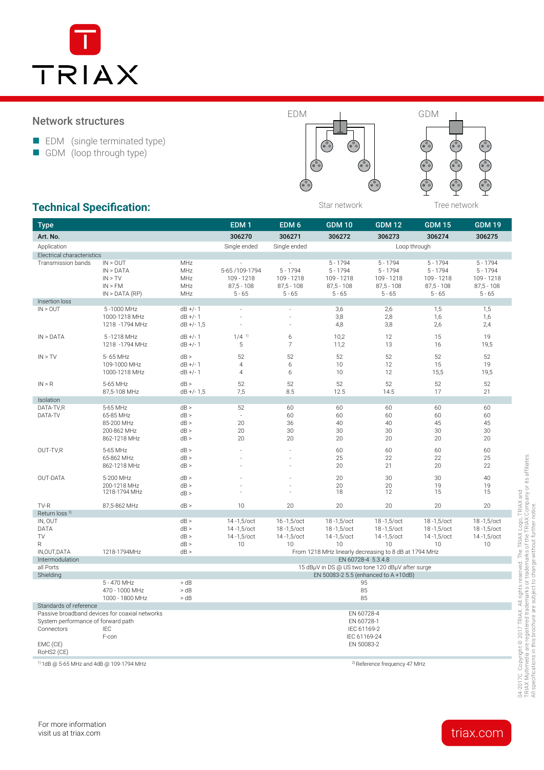## Network structures

- EDM (single terminated type)
- GDM (loop through type)

EDM

Star network

GDM

Tree network

## Technical Specification:

| Type | | | EDM 1 | EDM 6 | GDM 10 | GDM 12 | GDM 15 | GDM 19 |
|---|---|---|---|---|---|---|---|---|
| **Art. No.** | | | **306270** | **306271** | **306272** | **306273** | **306274** | **306275** |
| Application | | | Single ended | Single ended | Loop through | | | |
| Electrical characteristics | | | | | | | | |
| Transmission bands | IN > OUT | MHz | - | - | 5 - 1794 | 5 - 1794 | 5 - 1794 | 5 - 1794 |
| | IN > DATA | MHz | 5-65 /109-1794 | 5 - 1794 | 5 - 1794 | 5 - 1794 | 5 - 1794 | 5 - 1794 |
| | IN > TV | MHz | 109 - 1218 | 109 - 1218 | 109 - 1218 | 109 - 1218 | 109 - 1218 | 109 - 1218 |
| | IN > FM | MHz | 87,5 - 108 | 87,5 - 108 | 87,5 - 108 | 87,5 - 108 | 87,5 - 108 | 87,5 - 108 |
| | IN > DATA (RP) | MHz | 5 - 65 | 5 - 65 | 5 - 65 | 5 - 65 | 5 - 65 | 5 - 65 |
| Insertion loss | | | | | | | | |
| IN > OUT | 5 -1000 MHz | dB +/- 1 | - | - | 3,6 | 2,6 | 1,5 | 1,5 |
| | 1000-1218 MHz | dB +/- 1 | - | - | 3,8 | 2,8 | 1,6 | 1,6 |
| | 1218 -1794 MHz | dB +/- 1,5 | - | - | 4,8 | 3,8 | 2,6 | 2,4 |
| IN > DATA | 5 -1218 MHz | dB +/- 1 | 1/4 [1] | 6 | 10,2 | 12 | 15 | 19 |
| | 1218 -1794 MHz | dB +/- 1 | 5 | 7 | 11,2 | 13 | 16 | 19,5 |
| IN > TV | 5- 65 MHz | dB > | 52 | 52 | 52 | 52 | 52 | 52 |
| | 109-1000 MHz | dB +/- 1 | 4 | 6 | 10 | 12 | 15 | 19 |
| | 1000-1218 MHz | dB +/- 1 | 4 | 6 | 10 | 12 | 15,5 | 19,5 |
| IN > R | 5-65 MHz | dB > | 52 | 52 | 52 | 52 | 52 | 52 |
| | 87,5-108 MHz | dB +/- 1,5 | 7,5 | 8.5 | 12.5 | 14.5 | 17 | 21 |
| Isolation | | | | | | | | |
| DATA-TV,R | 5-65 MHz | dB > | 52 | 60 | 60 | 60 | 60 | 60 |
| DATA-TV | 65-85 MHz | dB > | - | 60 | 60 | 60 | 60 | 60 |
| | 85-200 MHz | dB > | 20 | 36 | 40 | 40 | 45 | 45 |
| | 200-862 MHz | dB > | 20 | 30 | 30 | 30 | 30 | 30 |
| | 862-1218 MHz | dB > | 20 | 20 | 20 | 20 | 20 | 20 |
| OUT-TV,R | 5-65 MHz | dB > | - | - | 60 | 60 | 60 | 60 |
| | 65-862 MHz | dB > | - | - | 25 | 22 | 22 | 25 |
| | 862-1218 MHz | dB > | - | - | 20 | 21 | 20 | 22 |
| OUT-DATA | 5-200 MHz | dB > | - | - | 20 | 30 | 30 | 40 |
| | 200-1218 MHz | dB > | - | - | 20 | 20 | 19 | 19 |
| | 1218-1794 MHz | dB > | - | - | 18 | 12 | 15 | 15 |
| TV-R | 87,5-862 MHz | dB > | 10 | 20 | 20 | 20 | 20 | 20 |
| Return loss [2] | | | | | | | | |
| IN, OUT | | dB > | 14 -1,5/oct | 16 -1,5/oct | 18 -1,5/oct | 18 -1,5/oct | 18 -1,5/oct | 18 -1,5/oct |
| DATA | | dB > | 14 -1,5/oct | 18 -1,5/oct | 18 -1,5/oct | 18 -1,5/oct | 18 -1,5/oct | 18 -1,5/oct |
| TV | | dB > | 14 -1,5/oct | 14 -1,5/oct | 14 -1,5/oct | 14 -1,5/oct | 14 -1,5/oct | 14 -1,5/oct |
| R | | dB > | 10 | 10 | 10 | 10 | 10 | 10 |
| IN,OUT,DATA | 1218-1794MHz | dB > | From 1218 MHz linearly decreasing to 8 dB at 1794 MHz | | | | | |
| Intermodulation | | | EN 60728-4 5.3.4.8 | | | | | |
| all Ports | | | 15 dBμV in DS @ US two tone 120 dBμV after surge | | | | | |
| Shielding | | | EN 50083-2 5.5 (enhanced to A +10dB) | | | | | |
| | 5 - 470 MHz | > dB | 95 | | | | | |
| | 470 - 1000 MHz | > dB | 85 | | | | | |
| | 1000 - 1800 MHz | > dB | 85 | | | | | |
| Standards of reference | | | | | | | | |
| Passive broadband devices for coaxial networks | | | EN 60728-4 | | | | | |
| System performance of forward path | | | EN 60728-1 | | | | | |
| Connectors | IEC | | IEC 61169-2 | | | | | |
| | F-con | | IEC 61169-24 | | | | | |
| EMC (CE) | | | EN 50083-2 | | | | | |
| RoHS2 (CE) | | | | | | | | |

[1] 1dB @ 5-65 MHz and 4dB @ 109-1794 MHz

[2] Reference frequency 47 MHz

04-2017C Copyright © 2017 TRIAX. All rights reserved. The TRIAX Logo, TRIAX and TRIAX Multimedia are registered trademarks or trademarks of the TRIAX Company or its affiliates. All specifications in this brochure are subject to change without further notice.

For more information
visit us at triax.com

triax.com